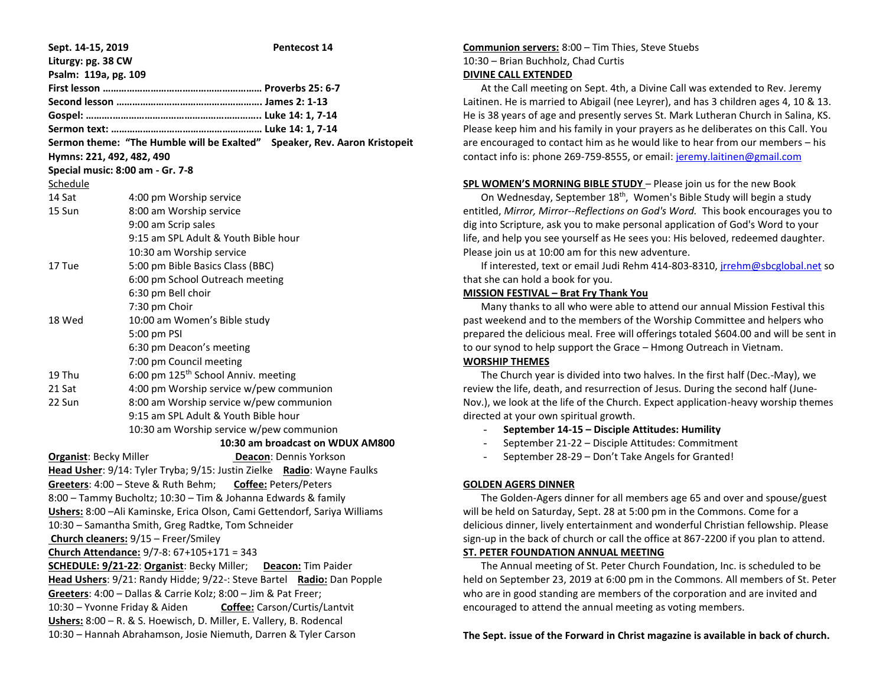**Sept. 14-15, 2019** **Pentecost 14**

**Liturgy: pg. 38 CW**

**Psalm: 119a, pg. 109**

**First lesson ……………………………………………… Proverbs 25: 6-7**

**Second lesson ……………………………………………… James 2: 1-13**

**Gospel: ……………………………………………………….. Luke 14: 1, 7-14**

**Sermon text: ……………………………………………… Luke 14: 1, 7-14**

**Sermon theme: "The Humble will be Exalted" Speaker, Rev. Aaron Kristopeit**

**Hymns: 221, 492, 482, 490**

**Special music: 8:00 am - Gr. 7-8**

Schedule

| | |
|---|---|
| 14 Sat | 4:00 pm Worship service |
| 15 Sun | 8:00 am Worship service |
| | 9:00 am Scrip sales |
| | 9:15 am SPL Adult & Youth Bible hour |
| | 10:30 am Worship service |
| 17 Tue | 5:00 pm Bible Basics Class (BBC) |
| | 6:00 pm School Outreach meeting |
| | 6:30 pm Bell choir |
| | 7:30 pm Choir |
| 18 Wed | 10:00 am Women's Bible study |
| | 5:00 pm PSI |
| | 6:30 pm Deacon's meeting |
| | 7:00 pm Council meeting |
| 19 Thu | 6:00 pm 125th School Anniv. meeting |
| 21 Sat | 4:00 pm Worship service w/pew communion |
| 22 Sun | 8:00 am Worship service w/pew communion |
| | 9:15 am SPL Adult & Youth Bible hour |
| | 10:30 am Worship service w/pew communion |

**10:30 am broadcast on WDUX AM800**

**Organist**: Becky Miller **Deacon**: Dennis Yorkson

**Head Usher**: 9/14: Tyler Tryba; 9/15: Justin Zielke **Radio**: Wayne Faulks

**Greeters**: 4:00 – Steve & Ruth Behm; **Coffee:** Peters/Peters

8:00 – Tammy Bucholtz; 10:30 – Tim & Johanna Edwards & family

**Ushers:** 8:00 –Ali Kaminske, Erica Olson, Cami Gettendorf, Sariya Williams

10:30 – Samantha Smith, Greg Radtke, Tom Schneider

**Church cleaners:** 9/15 – Freer/Smiley

**Church Attendance:** 9/7-8: 67+105+171 = 343

**SCHEDULE: 9/21-22**: **Organist**: Becky Miller; **Deacon:** Tim Paider

**Head Ushers**: 9/21: Randy Hidde; 9/22-: Steve Bartel **Radio:** Dan Popple

**Greeters**: 4:00 – Dallas & Carrie Kolz; 8:00 – Jim & Pat Freer;

10:30 – Yvonne Friday & Aiden **Coffee:** Carson/Curtis/Lantvit

**Ushers:** 8:00 – R. & S. Hoewisch, D. Miller, E. Vallery, B. Rodencal

10:30 – Hannah Abrahamson, Josie Niemuth, Darren & Tyler Carson

**Communion servers:** 8:00 – Tim Thies, Steve Stuebs

10:30 – Brian Buchholz, Chad Curtis

**DIVINE CALL EXTENDED**

At the Call meeting on Sept. 4th, a Divine Call was extended to Rev. Jeremy Laitinen. He is married to Abigail (nee Leyrer), and has 3 children ages 4, 10 & 13. He is 38 years of age and presently serves St. Mark Lutheran Church in Salina, KS. Please keep him and his family in your prayers as he deliberates on this Call. You are encouraged to contact him as he would like to hear from our members – his contact info is: phone 269-759-8555, or email: jeremy.laitinen@gmail.com

**SPL WOMEN'S MORNING BIBLE STUDY** – Please join us for the new Book

On Wednesday, September 18th, Women's Bible Study will begin a study entitled, *Mirror, Mirror--Reflections on God's Word.* This book encourages you to dig into Scripture, ask you to make personal application of God's Word to your life, and help you see yourself as He sees you: His beloved, redeemed daughter. Please join us at 10:00 am for this new adventure.

If interested, text or email Judi Rehm 414-803-8310, jrrehm@sbcglobal.net so that she can hold a book for you.

**MISSION FESTIVAL – Brat Fry Thank You**

Many thanks to all who were able to attend our annual Mission Festival this past weekend and to the members of the Worship Committee and helpers who prepared the delicious meal. Free will offerings totaled $604.00 and will be sent in to our synod to help support the Grace – Hmong Outreach in Vietnam.

**WORSHIP THEMES**

The Church year is divided into two halves. In the first half (Dec.-May), we review the life, death, and resurrection of Jesus. During the second half (June-Nov.), we look at the life of the Church. Expect application-heavy worship themes directed at your own spiritual growth.

- **September 14-15 – Disciple Attitudes: Humility**
- September 21-22 – Disciple Attitudes: Commitment
- September 28-29 – Don't Take Angels for Granted!

**GOLDEN AGERS DINNER**

The Golden-Agers dinner for all members age 65 and over and spouse/guest will be held on Saturday, Sept. 28 at 5:00 pm in the Commons. Come for a delicious dinner, lively entertainment and wonderful Christian fellowship. Please sign-up in the back of church or call the office at 867-2200 if you plan to attend.

**ST. PETER FOUNDATION ANNUAL MEETING**

The Annual meeting of St. Peter Church Foundation, Inc. is scheduled to be held on September 23, 2019 at 6:00 pm in the Commons. All members of St. Peter who are in good standing are members of the corporation and are invited and encouraged to attend the annual meeting as voting members.

**The Sept. issue of the Forward in Christ magazine is available in back of church.**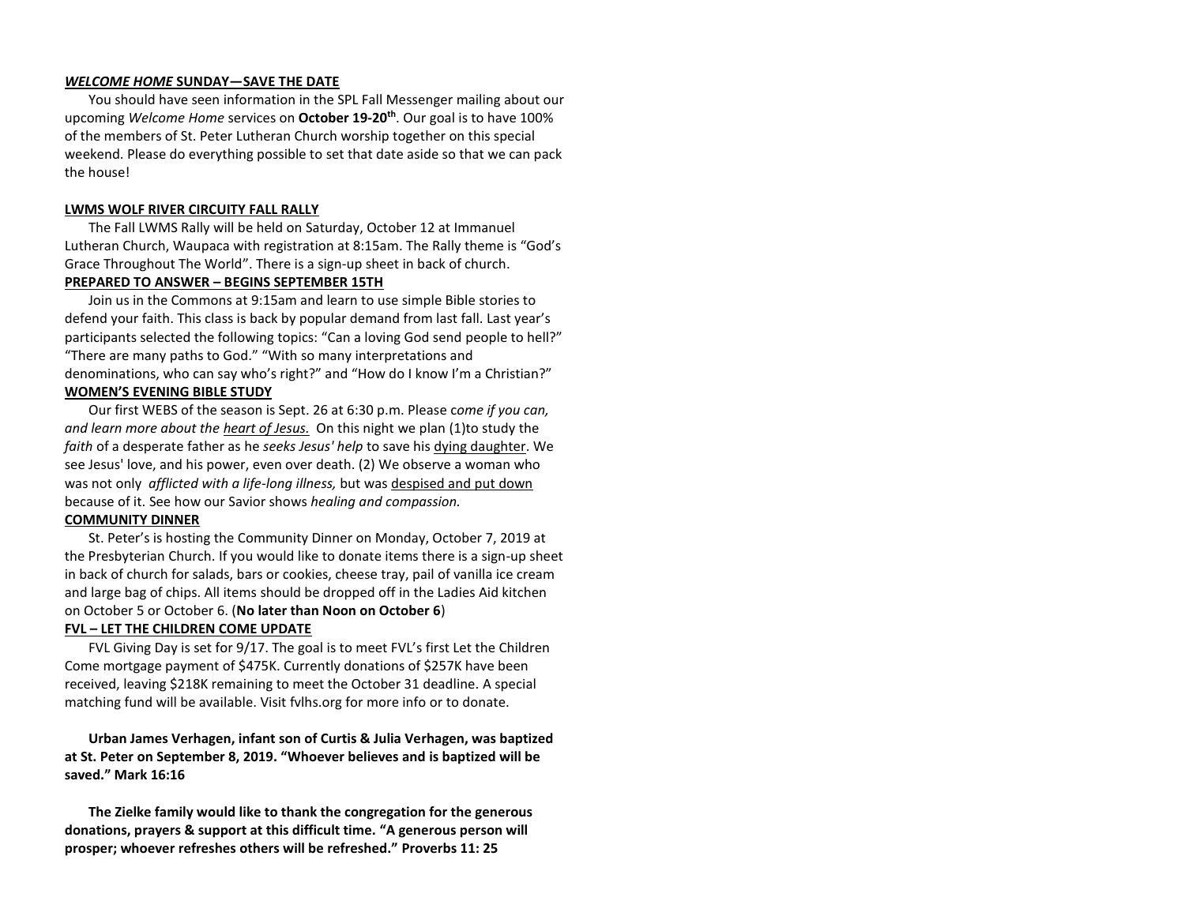**_*WELCOME HOME* SUNDAY—SAVE THE DATE_**

You should have seen information in the SPL Fall Messenger mailing about our upcoming *Welcome Home* services on **October 19-20th**. Our goal is to have 100% of the members of St. Peter Lutheran Church worship together on this special weekend. Please do everything possible to set that date aside so that we can pack the house!

**LWMS WOLF RIVER CIRCUITY FALL RALLY**

The Fall LWMS Rally will be held on Saturday, October 12 at Immanuel Lutheran Church, Waupaca with registration at 8:15am. The Rally theme is "God's Grace Throughout The World". There is a sign-up sheet in back of church.

**PREPARED TO ANSWER – BEGINS SEPTEMBER 15TH**

Join us in the Commons at 9:15am and learn to use simple Bible stories to defend your faith. This class is back by popular demand from last fall. Last year's participants selected the following topics: "Can a loving God send people to hell?" "There are many paths to God." "With so many interpretations and denominations, who can say who's right?" and "How do I know I'm a Christian?"

**WOMEN'S EVENING BIBLE STUDY**

Our first WEBS of the season is Sept. 26 at 6:30 p.m. Please c*ome if you can, and learn more about the heart of Jesus.* On this night we plan (1)to study the *faith* of a desperate father as he *seeks Jesus' help* to save his dying daughter. We see Jesus' love, and his power, even over death. (2) We observe a woman who was not only *afflicted with a life-long illness,* but was despised and put down because of it. See how our Savior shows *healing and compassion.*

**COMMUNITY DINNER**

St. Peter's is hosting the Community Dinner on Monday, October 7, 2019 at the Presbyterian Church. If you would like to donate items there is a sign-up sheet in back of church for salads, bars or cookies, cheese tray, pail of vanilla ice cream and large bag of chips. All items should be dropped off in the Ladies Aid kitchen on October 5 or October 6. (**No later than Noon on October 6**)

**FVL – LET THE CHILDREN COME UPDATE**

FVL Giving Day is set for 9/17. The goal is to meet FVL's first Let the Children Come mortgage payment of $475K. Currently donations of $257K have been received, leaving $218K remaining to meet the October 31 deadline. A special matching fund will be available. Visit fvlhs.org for more info or to donate.

**Urban James Verhagen, infant son of Curtis & Julia Verhagen, was baptized at St. Peter on September 8, 2019. "Whoever believes and is baptized will be saved." Mark 16:16**

**The Zielke family would like to thank the congregation for the generous donations, prayers & support at this difficult time. "A generous person will prosper; whoever refreshes others will be refreshed." Proverbs 11: 25**